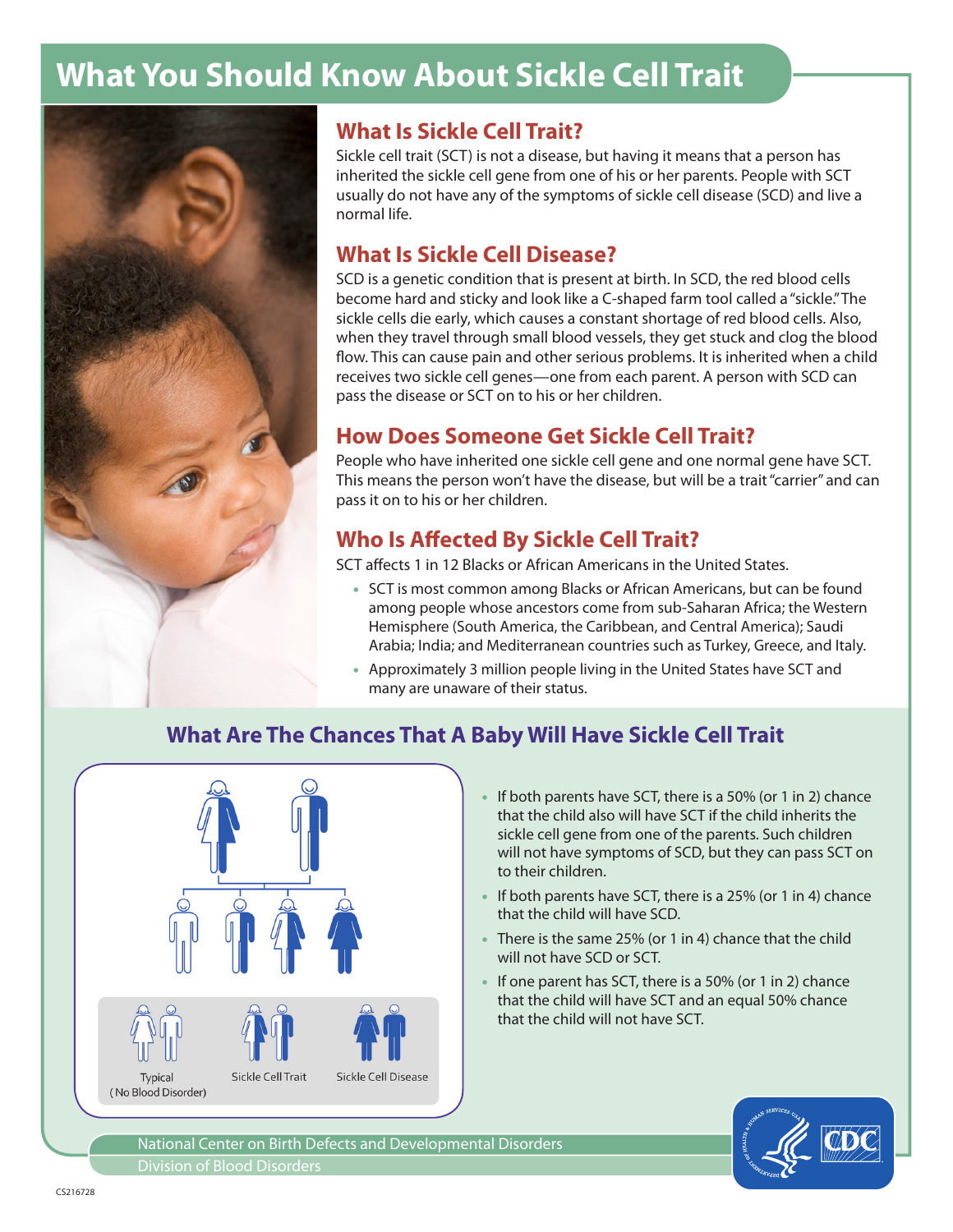// What You Should Know About Sickle Cell Trait

## What Is Sickle Cell Trait?

Sickle cell trait (SCT) is not a disease, but having it means that a person has inherited the sickle cell gene from one of his or her parents. People with SCT usually do not have any of the symptoms of sickle cell disease (SCD) and live a normal life.

## What Is Sickle Cell Disease?

SCD is a genetic condition that is present at birth. In SCD, the red blood cells become hard and sticky and look like a C-shaped farm tool called a "sickle." The sickle cells die early, which causes a constant shortage of red blood cells. Also, when they travel through small blood vessels, they get stuck and clog the blood flow. This can cause pain and other serious problems. It is inherited when a child receives two sickle cell genes—one from each parent. A person with SCD can pass the disease or SCT on to his or her children.

## How Does Someone Get Sickle Cell Trait?

People who have inherited one sickle cell gene and one normal gene have SCT. This means the person won't have the disease, but will be a trait "carrier" and can pass it on to his or her children.

## Who Is Affected By Sickle Cell Trait?

SCT affects 1 in 12 Blacks or African Americans in the United States.

- SCT is most common among Blacks or African Americans, but can be found among people whose ancestors come from sub-Saharan Africa; the Western Hemisphere (South America, the Caribbean, and Central America); Saudi Arabia; India; and Mediterranean countries such as Turkey, Greece, and Italy.
- Approximately 3 million people living in the United States have SCT and many are unaware of their status.

## What Are The Chances That A Baby Will Have Sickle Cell Trait

Typical (No Blood Disorder) | Sickle Cell Trait | Sickle Cell Disease

- If both parents have SCT, there is a 50% (or 1 in 2) chance that the child also will have SCT if the child inherits the sickle cell gene from one of the parents. Such children will not have symptoms of SCD, but they can pass SCT on to their children.
- If both parents have SCT, there is a 25% (or 1 in 4) chance that the child will have SCD.
- There is the same 25% (or 1 in 4) chance that the child will not have SCD or SCT.
- If one parent has SCT, there is a 50% (or 1 in 2) chance that the child will have SCT and an equal 50% chance that the child will not have SCT.

National Center on Birth Defects and Developmental Disorders
Division of Blood Disorders

CS216728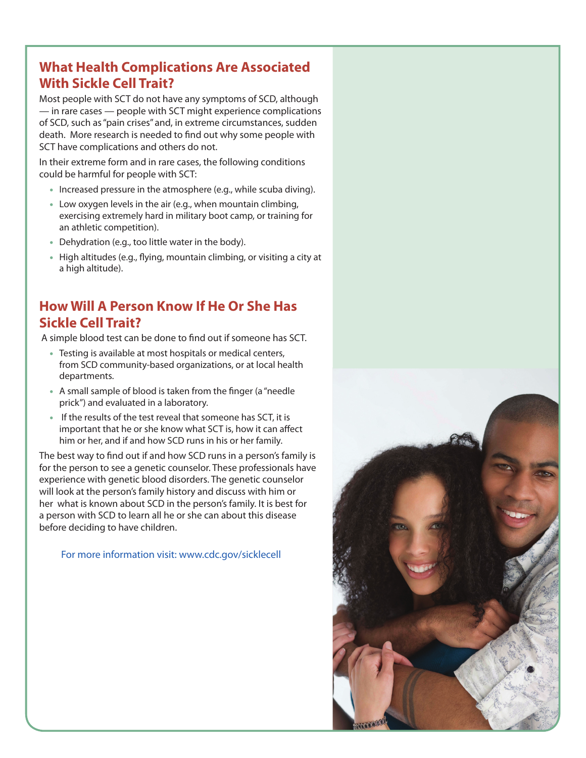## What Health Complications Are Associated With Sickle Cell Trait?

Most people with SCT do not have any symptoms of SCD, although — in rare cases — people with SCT might experience complications of SCD, such as "pain crises" and, in extreme circumstances, sudden death. More research is needed to find out why some people with SCT have complications and others do not.

In their extreme form and in rare cases, the following conditions could be harmful for people with SCT:

- Increased pressure in the atmosphere (e.g., while scuba diving).
- Low oxygen levels in the air (e.g., when mountain climbing, exercising extremely hard in military boot camp, or training for an athletic competition).
- Dehydration (e.g., too little water in the body).
- High altitudes (e.g., flying, mountain climbing, or visiting a city at a high altitude).

## How Will A Person Know If He Or She Has Sickle Cell Trait?

A simple blood test can be done to find out if someone has SCT.

- Testing is available at most hospitals or medical centers, from SCD community-based organizations, or at local health departments.
- A small sample of blood is taken from the finger (a "needle prick") and evaluated in a laboratory.
- If the results of the test reveal that someone has SCT, it is important that he or she know what SCT is, how it can affect him or her, and if and how SCD runs in his or her family.

The best way to find out if and how SCD runs in a person's family is for the person to see a genetic counselor. These professionals have experience with genetic blood disorders. The genetic counselor will look at the person's family history and discuss with him or her what is known about SCD in the person's family. It is best for a person with SCD to learn all he or she can about this disease before deciding to have children.

For more information visit: www.cdc.gov/sicklecell